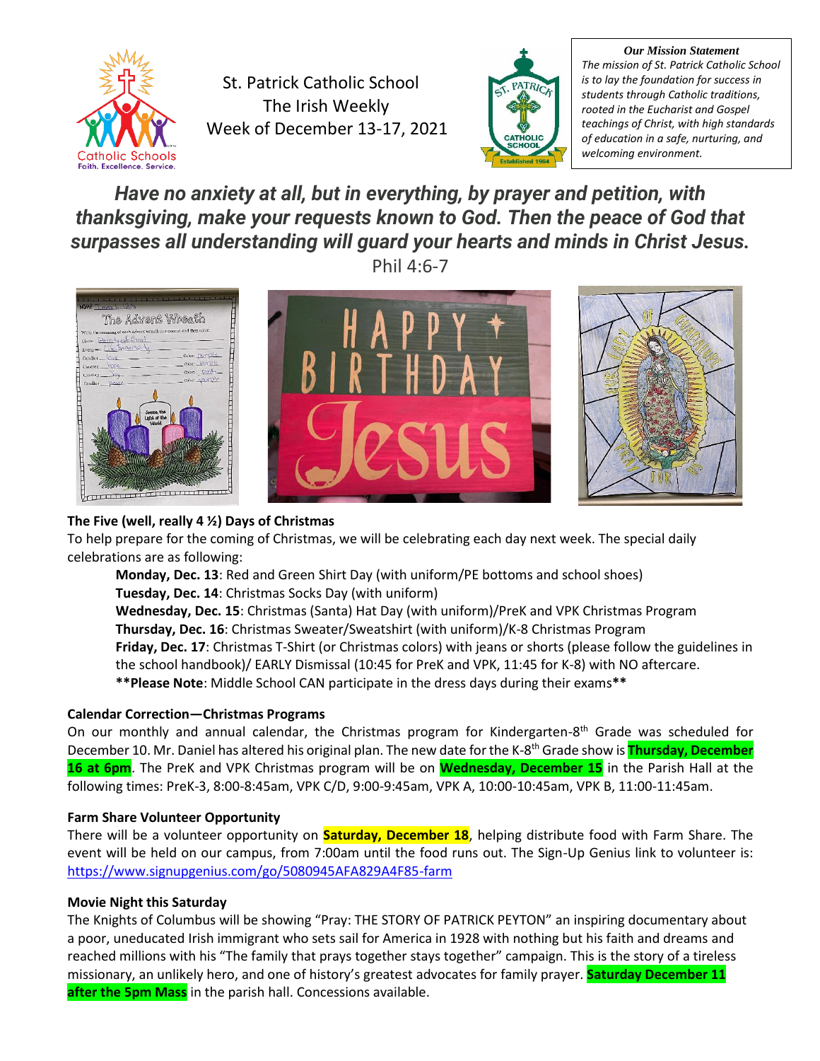St. Patrick Catholic School
The Irish Weekly
Week of December 13-17, 2021

***Our Mission Statement***
*The mission of St. Patrick Catholic School is to lay the foundation for success in students through Catholic traditions, rooted in the Eucharist and Gospel teachings of Christ, with high standards of education in a safe, nurturing, and welcoming environment.*

***Have no anxiety at all, but in everything, by prayer and petition, with thanksgiving, make your requests known to God. Then the peace of God that surpasses all understanding will guard your hearts and minds in Christ Jesus.***
Phil 4:6-7

**The Five (well, really 4 ½) Days of Christmas**

To help prepare for the coming of Christmas, we will be celebrating each day next week. The special daily celebrations are as following:

**Monday, Dec. 13**: Red and Green Shirt Day (with uniform/PE bottoms and school shoes)
**Tuesday, Dec. 14**: Christmas Socks Day (with uniform)
**Wednesday, Dec. 15**: Christmas (Santa) Hat Day (with uniform)/PreK and VPK Christmas Program
**Thursday, Dec. 16**: Christmas Sweater/Sweatshirt (with uniform)/K-8 Christmas Program
**Friday, Dec. 17**: Christmas T-Shirt (or Christmas colors) with jeans or shorts (please follow the guidelines in the school handbook)/ EARLY Dismissal (10:45 for PreK and VPK, 11:45 for K-8) with NO aftercare.
****Please Note**: Middle School CAN participate in the dress days during their exams****

**Calendar Correction—Christmas Programs**

On our monthly and annual calendar, the Christmas program for Kindergarten-8th Grade was scheduled for December 10. Mr. Daniel has altered his original plan. The new date for the K-8th Grade show is **Thursday, December 16 at 6pm**. The PreK and VPK Christmas program will be on **Wednesday, December 15** in the Parish Hall at the following times: PreK-3, 8:00-8:45am, VPK C/D, 9:00-9:45am, VPK A, 10:00-10:45am, VPK B, 11:00-11:45am.

**Farm Share Volunteer Opportunity**

There will be a volunteer opportunity on **Saturday, December 18**, helping distribute food with Farm Share. The event will be held on our campus, from 7:00am until the food runs out. The Sign-Up Genius link to volunteer is: https://www.signupgenius.com/go/5080945AFA829A4F85-farm

**Movie Night this Saturday**

The Knights of Columbus will be showing "Pray: THE STORY OF PATRICK PEYTON" an inspiring documentary about a poor, uneducated Irish immigrant who sets sail for America in 1928 with nothing but his faith and dreams and reached millions with his "The family that prays together stays together" campaign. This is the story of a tireless missionary, an unlikely hero, and one of history's greatest advocates for family prayer. **Saturday December 11 after the 5pm Mass** in the parish hall. Concessions available.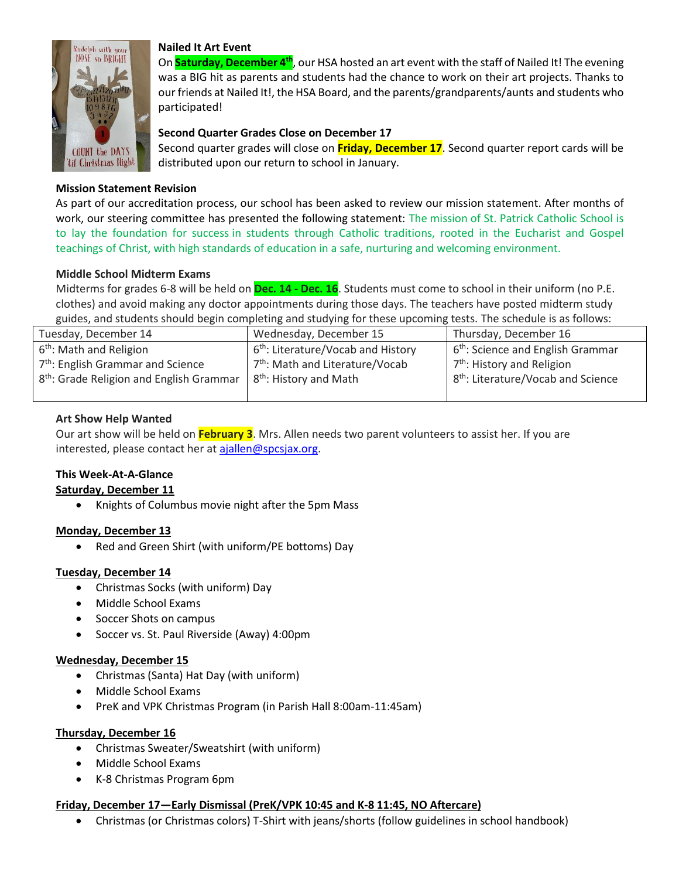**Nailed It Art Event**

On **Saturday, December 4th**, our HSA hosted an art event with the staff of Nailed It! The evening was a BIG hit as parents and students had the chance to work on their art projects. Thanks to our friends at Nailed It!, the HSA Board, and the parents/grandparents/aunts and students who participated!

**Second Quarter Grades Close on December 17**

Second quarter grades will close on **Friday, December 17**. Second quarter report cards will be distributed upon our return to school in January.

**Mission Statement Revision**

As part of our accreditation process, our school has been asked to review our mission statement. After months of work, our steering committee has presented the following statement: The mission of St. Patrick Catholic School is to lay the foundation for success in students through Catholic traditions, rooted in the Eucharist and Gospel teachings of Christ, with high standards of education in a safe, nurturing and welcoming environment.

**Middle School Midterm Exams**

Midterms for grades 6-8 will be held on **Dec. 14 - Dec. 16**. Students must come to school in their uniform (no P.E. clothes) and avoid making any doctor appointments during those days. The teachers have posted midterm study guides, and students should begin completing and studying for these upcoming tests. The schedule is as follows:

| Tuesday, December 14 | Wednesday, December 15 | Thursday, December 16 |
|---|---|---|
| 6th: Math and Religion<br>7th: English Grammar and Science<br>8th: Grade Religion and English Grammar | 6th: Literature/Vocab and History<br>7th: Math and Literature/Vocab<br>8th: History and Math | 6th: Science and English Grammar<br>7th: History and Religion<br>8th: Literature/Vocab and Science |

**Art Show Help Wanted**

Our art show will be held on **February 3**. Mrs. Allen needs two parent volunteers to assist her. If you are interested, please contact her at ajallen@spcsjax.org.

**This Week-At-A-Glance**

**Saturday, December 11**

- Knights of Columbus movie night after the 5pm Mass

**Monday, December 13**

- Red and Green Shirt (with uniform/PE bottoms) Day

**Tuesday, December 14**

- Christmas Socks (with uniform) Day
- Middle School Exams
- Soccer Shots on campus
- Soccer vs. St. Paul Riverside (Away) 4:00pm

**Wednesday, December 15**

- Christmas (Santa) Hat Day (with uniform)
- Middle School Exams
- PreK and VPK Christmas Program (in Parish Hall 8:00am-11:45am)

**Thursday, December 16**

- Christmas Sweater/Sweatshirt (with uniform)
- Middle School Exams
- K-8 Christmas Program 6pm

**Friday, December 17—Early Dismissal (PreK/VPK 10:45 and K-8 11:45, NO Aftercare)**

- Christmas (or Christmas colors) T-Shirt with jeans/shorts (follow guidelines in school handbook)